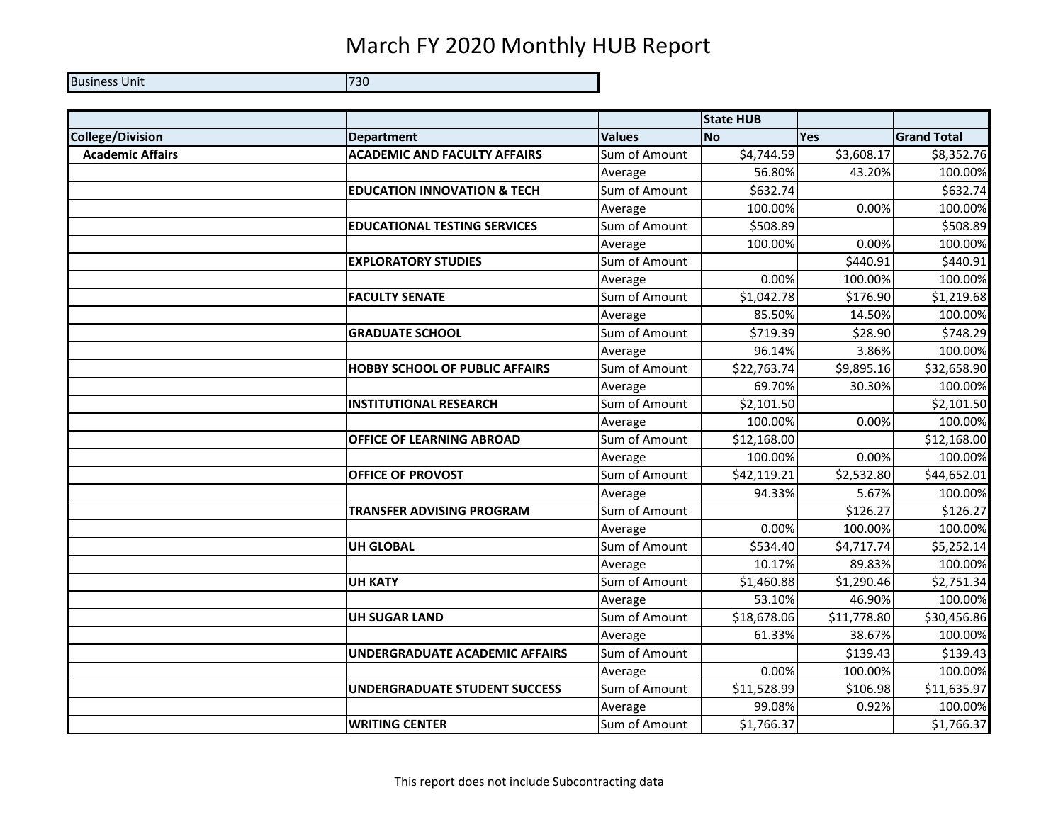# March FY 2020 Monthly HUB Report

| Business Unit | 730 |
|---|---|

| | | | State HUB | | |
|---|---|---|---|---|---|
| **College/Division** | **Department** | **Values** | **No** | **Yes** | **Grand Total** |
| **Academic Affairs** | **ACADEMIC AND FACULTY AFFAIRS** | Sum of Amount | $4,744.59 | $3,608.17 | $8,352.76 |
| | | Average | 56.80% | 43.20% | 100.00% |
| | **EDUCATION INNOVATION & TECH** | Sum of Amount | $632.74 | | $632.74 |
| | | Average | 100.00% | 0.00% | 100.00% |
| | **EDUCATIONAL TESTING SERVICES** | Sum of Amount | $508.89 | | $508.89 |
| | | Average | 100.00% | 0.00% | 100.00% |
| | **EXPLORATORY STUDIES** | Sum of Amount | | $440.91 | $440.91 |
| | | Average | 0.00% | 100.00% | 100.00% |
| | **FACULTY SENATE** | Sum of Amount | $1,042.78 | $176.90 | $1,219.68 |
| | | Average | 85.50% | 14.50% | 100.00% |
| | **GRADUATE SCHOOL** | Sum of Amount | $719.39 | $28.90 | $748.29 |
| | | Average | 96.14% | 3.86% | 100.00% |
| | **HOBBY SCHOOL OF PUBLIC AFFAIRS** | Sum of Amount | $22,763.74 | $9,895.16 | $32,658.90 |
| | | Average | 69.70% | 30.30% | 100.00% |
| | **INSTITUTIONAL RESEARCH** | Sum of Amount | $2,101.50 | | $2,101.50 |
| | | Average | 100.00% | 0.00% | 100.00% |
| | **OFFICE OF LEARNING ABROAD** | Sum of Amount | $12,168.00 | | $12,168.00 |
| | | Average | 100.00% | 0.00% | 100.00% |
| | **OFFICE OF PROVOST** | Sum of Amount | $42,119.21 | $2,532.80 | $44,652.01 |
| | | Average | 94.33% | 5.67% | 100.00% |
| | **TRANSFER ADVISING PROGRAM** | Sum of Amount | | $126.27 | $126.27 |
| | | Average | 0.00% | 100.00% | 100.00% |
| | **UH GLOBAL** | Sum of Amount | $534.40 | $4,717.74 | $5,252.14 |
| | | Average | 10.17% | 89.83% | 100.00% |
| | **UH KATY** | Sum of Amount | $1,460.88 | $1,290.46 | $2,751.34 |
| | | Average | 53.10% | 46.90% | 100.00% |
| | **UH SUGAR LAND** | Sum of Amount | $18,678.06 | $11,778.80 | $30,456.86 |
| | | Average | 61.33% | 38.67% | 100.00% |
| | **UNDERGRADUATE ACADEMIC AFFAIRS** | Sum of Amount | | $139.43 | $139.43 |
| | | Average | 0.00% | 100.00% | 100.00% |
| | **UNDERGRADUATE STUDENT SUCCESS** | Sum of Amount | $11,528.99 | $106.98 | $11,635.97 |
| | | Average | 99.08% | 0.92% | 100.00% |
| | **WRITING CENTER** | Sum of Amount | $1,766.37 | | $1,766.37 |

This report does not include Subcontracting data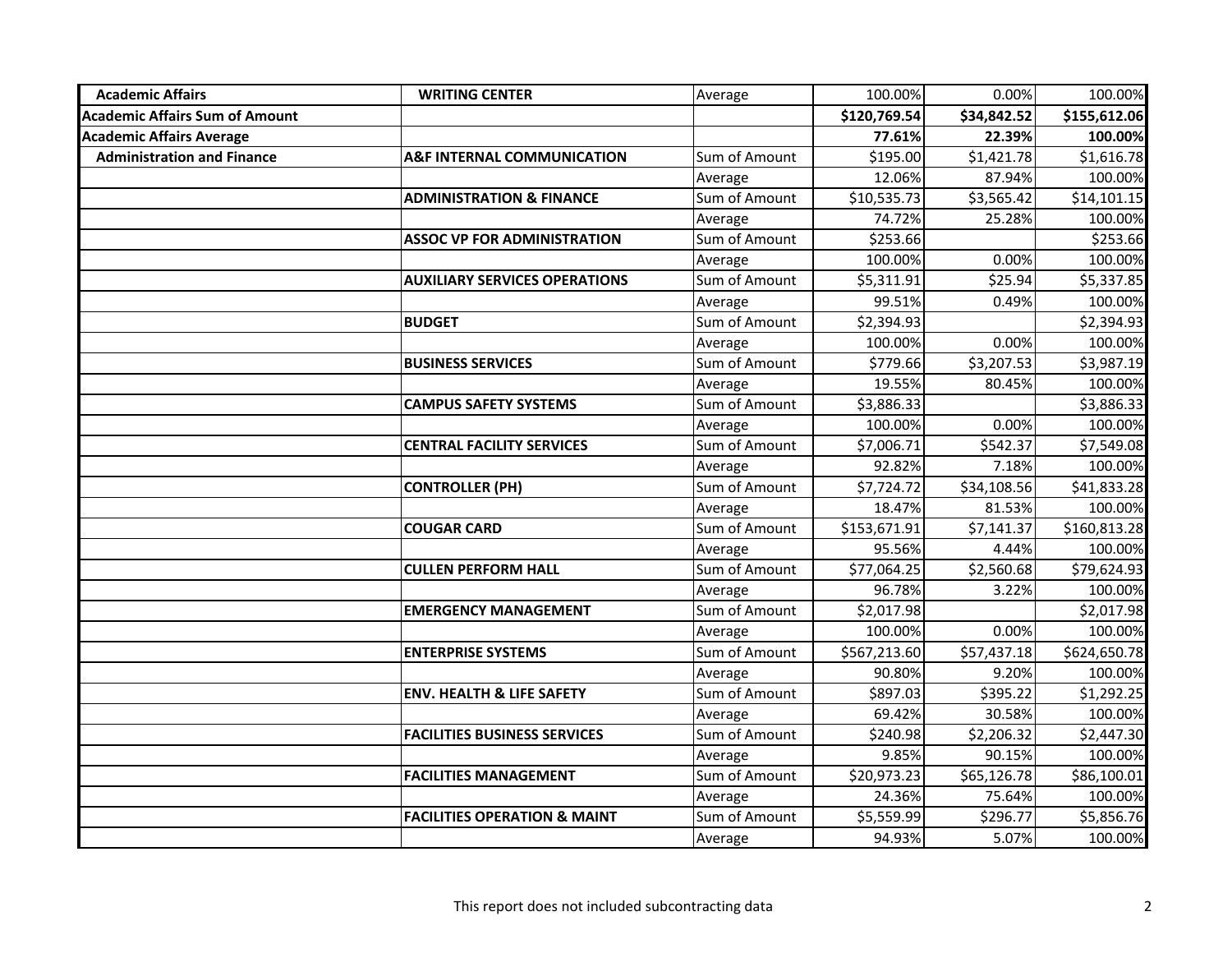| | | | | | |
|---|---|---|---|---|---|
| **Academic Affairs** | **WRITING CENTER** | Average | 100.00% | 0.00% | 100.00% |
| **Academic Affairs Sum of Amount** | | | **$120,769.54** | **$34,842.52** | **$155,612.06** |
| **Academic Affairs Average** | | | **77.61%** | **22.39%** | **100.00%** |
| **Administration and Finance** | **A&F INTERNAL COMMUNICATION** | Sum of Amount | $195.00 | $1,421.78 | $1,616.78 |
| | | Average | 12.06% | 87.94% | 100.00% |
| | **ADMINISTRATION & FINANCE** | Sum of Amount | $10,535.73 | $3,565.42 | $14,101.15 |
| | | Average | 74.72% | 25.28% | 100.00% |
| | **ASSOC VP FOR ADMINISTRATION** | Sum of Amount | $253.66 | | $253.66 |
| | | Average | 100.00% | 0.00% | 100.00% |
| | **AUXILIARY SERVICES OPERATIONS** | Sum of Amount | $5,311.91 | $25.94 | $5,337.85 |
| | | Average | 99.51% | 0.49% | 100.00% |
| | **BUDGET** | Sum of Amount | $2,394.93 | | $2,394.93 |
| | | Average | 100.00% | 0.00% | 100.00% |
| | **BUSINESS SERVICES** | Sum of Amount | $779.66 | $3,207.53 | $3,987.19 |
| | | Average | 19.55% | 80.45% | 100.00% |
| | **CAMPUS SAFETY SYSTEMS** | Sum of Amount | $3,886.33 | | $3,886.33 |
| | | Average | 100.00% | 0.00% | 100.00% |
| | **CENTRAL FACILITY SERVICES** | Sum of Amount | $7,006.71 | $542.37 | $7,549.08 |
| | | Average | 92.82% | 7.18% | 100.00% |
| | **CONTROLLER (PH)** | Sum of Amount | $7,724.72 | $34,108.56 | $41,833.28 |
| | | Average | 18.47% | 81.53% | 100.00% |
| | **COUGAR CARD** | Sum of Amount | $153,671.91 | $7,141.37 | $160,813.28 |
| | | Average | 95.56% | 4.44% | 100.00% |
| | **CULLEN PERFORM HALL** | Sum of Amount | $77,064.25 | $2,560.68 | $79,624.93 |
| | | Average | 96.78% | 3.22% | 100.00% |
| | **EMERGENCY MANAGEMENT** | Sum of Amount | $2,017.98 | | $2,017.98 |
| | | Average | 100.00% | 0.00% | 100.00% |
| | **ENTERPRISE SYSTEMS** | Sum of Amount | $567,213.60 | $57,437.18 | $624,650.78 |
| | | Average | 90.80% | 9.20% | 100.00% |
| | **ENV. HEALTH & LIFE SAFETY** | Sum of Amount | $897.03 | $395.22 | $1,292.25 |
| | | Average | 69.42% | 30.58% | 100.00% |
| | **FACILITIES BUSINESS SERVICES** | Sum of Amount | $240.98 | $2,206.32 | $2,447.30 |
| | | Average | 9.85% | 90.15% | 100.00% |
| | **FACILITIES MANAGEMENT** | Sum of Amount | $20,973.23 | $65,126.78 | $86,100.01 |
| | | Average | 24.36% | 75.64% | 100.00% |
| | **FACILITIES OPERATION & MAINT** | Sum of Amount | $5,559.99 | $296.77 | $5,856.76 |
| | | Average | 94.93% | 5.07% | 100.00% |

This report does not included subcontracting data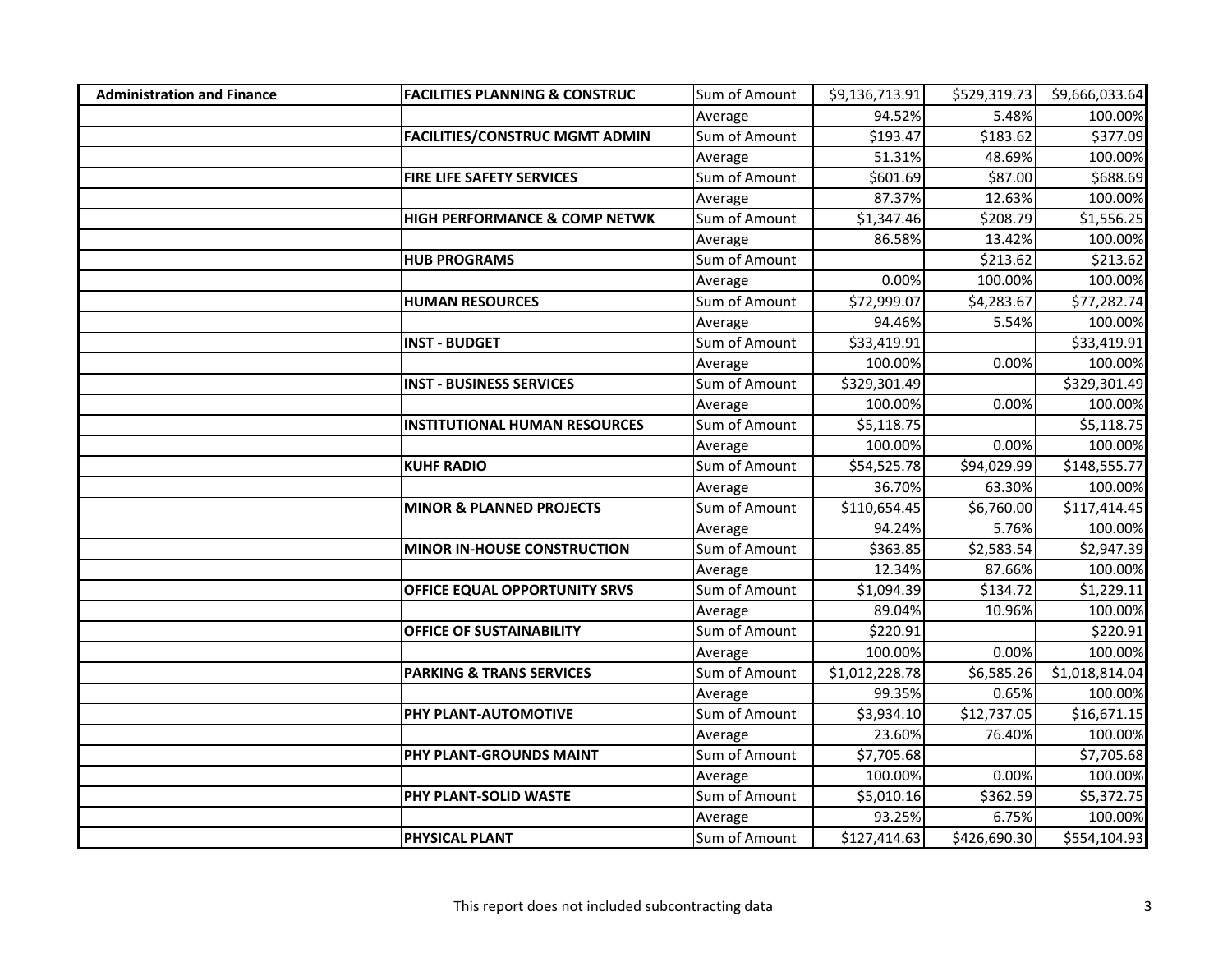| | | | | | |
|---|---|---|---|---|---|
| **Administration and Finance** | **FACILITIES PLANNING & CONSTRUC** | Sum of Amount | $9,136,713.91 | $529,319.73 | $9,666,033.64 |
| | | Average | 94.52% | 5.48% | 100.00% |
| | **FACILITIES/CONSTRUC MGMT ADMIN** | Sum of Amount | $193.47 | $183.62 | $377.09 |
| | | Average | 51.31% | 48.69% | 100.00% |
| | **FIRE LIFE SAFETY SERVICES** | Sum of Amount | $601.69 | $87.00 | $688.69 |
| | | Average | 87.37% | 12.63% | 100.00% |
| | **HIGH PERFORMANCE & COMP NETWK** | Sum of Amount | $1,347.46 | $208.79 | $1,556.25 |
| | | Average | 86.58% | 13.42% | 100.00% |
| | **HUB PROGRAMS** | Sum of Amount | | $213.62 | $213.62 |
| | | Average | 0.00% | 100.00% | 100.00% |
| | **HUMAN RESOURCES** | Sum of Amount | $72,999.07 | $4,283.67 | $77,282.74 |
| | | Average | 94.46% | 5.54% | 100.00% |
| | **INST - BUDGET** | Sum of Amount | $33,419.91 | | $33,419.91 |
| | | Average | 100.00% | 0.00% | 100.00% |
| | **INST - BUSINESS SERVICES** | Sum of Amount | $329,301.49 | | $329,301.49 |
| | | Average | 100.00% | 0.00% | 100.00% |
| | **INSTITUTIONAL HUMAN RESOURCES** | Sum of Amount | $5,118.75 | | $5,118.75 |
| | | Average | 100.00% | 0.00% | 100.00% |
| | **KUHF RADIO** | Sum of Amount | $54,525.78 | $94,029.99 | $148,555.77 |
| | | Average | 36.70% | 63.30% | 100.00% |
| | **MINOR & PLANNED PROJECTS** | Sum of Amount | $110,654.45 | $6,760.00 | $117,414.45 |
| | | Average | 94.24% | 5.76% | 100.00% |
| | **MINOR IN-HOUSE CONSTRUCTION** | Sum of Amount | $363.85 | $2,583.54 | $2,947.39 |
| | | Average | 12.34% | 87.66% | 100.00% |
| | **OFFICE EQUAL OPPORTUNITY SRVS** | Sum of Amount | $1,094.39 | $134.72 | $1,229.11 |
| | | Average | 89.04% | 10.96% | 100.00% |
| | **OFFICE OF SUSTAINABILITY** | Sum of Amount | $220.91 | | $220.91 |
| | | Average | 100.00% | 0.00% | 100.00% |
| | **PARKING & TRANS SERVICES** | Sum of Amount | $1,012,228.78 | $6,585.26 | $1,018,814.04 |
| | | Average | 99.35% | 0.65% | 100.00% |
| | **PHY PLANT-AUTOMOTIVE** | Sum of Amount | $3,934.10 | $12,737.05 | $16,671.15 |
| | | Average | 23.60% | 76.40% | 100.00% |
| | **PHY PLANT-GROUNDS MAINT** | Sum of Amount | $7,705.68 | | $7,705.68 |
| | | Average | 100.00% | 0.00% | 100.00% |
| | **PHY PLANT-SOLID WASTE** | Sum of Amount | $5,010.16 | $362.59 | $5,372.75 |
| | | Average | 93.25% | 6.75% | 100.00% |
| | **PHYSICAL PLANT** | Sum of Amount | $127,414.63 | $426,690.30 | $554,104.93 |

This report does not included subcontracting data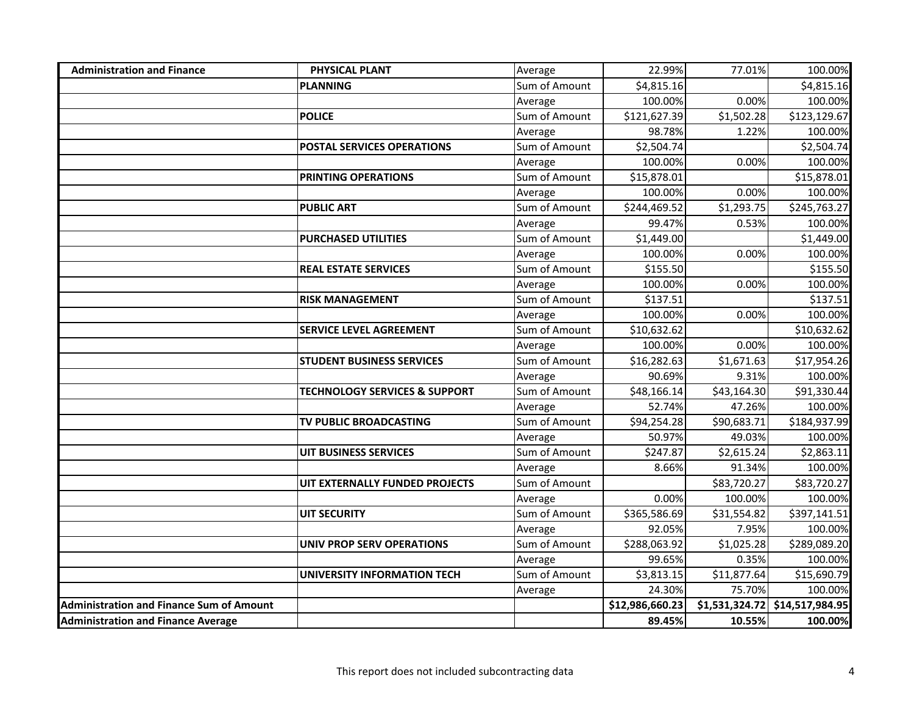| Administration and Finance | PHYSICAL PLANT | Average | 22.99% | 77.01% | 100.00% |
|---|---|---|---|---|---|
| | **PLANNING** | Sum of Amount | $4,815.16 | | $4,815.16 |
| | | Average | 100.00% | 0.00% | 100.00% |
| | **POLICE** | Sum of Amount | $121,627.39 | $1,502.28 | $123,129.67 |
| | | Average | 98.78% | 1.22% | 100.00% |
| | **POSTAL SERVICES OPERATIONS** | Sum of Amount | $2,504.74 | | $2,504.74 |
| | | Average | 100.00% | 0.00% | 100.00% |
| | **PRINTING OPERATIONS** | Sum of Amount | $15,878.01 | | $15,878.01 |
| | | Average | 100.00% | 0.00% | 100.00% |
| | **PUBLIC ART** | Sum of Amount | $244,469.52 | $1,293.75 | $245,763.27 |
| | | Average | 99.47% | 0.53% | 100.00% |
| | **PURCHASED UTILITIES** | Sum of Amount | $1,449.00 | | $1,449.00 |
| | | Average | 100.00% | 0.00% | 100.00% |
| | **REAL ESTATE SERVICES** | Sum of Amount | $155.50 | | $155.50 |
| | | Average | 100.00% | 0.00% | 100.00% |
| | **RISK MANAGEMENT** | Sum of Amount | $137.51 | | $137.51 |
| | | Average | 100.00% | 0.00% | 100.00% |
| | **SERVICE LEVEL AGREEMENT** | Sum of Amount | $10,632.62 | | $10,632.62 |
| | | Average | 100.00% | 0.00% | 100.00% |
| | **STUDENT BUSINESS SERVICES** | Sum of Amount | $16,282.63 | $1,671.63 | $17,954.26 |
| | | Average | 90.69% | 9.31% | 100.00% |
| | **TECHNOLOGY SERVICES & SUPPORT** | Sum of Amount | $48,166.14 | $43,164.30 | $91,330.44 |
| | | Average | 52.74% | 47.26% | 100.00% |
| | **TV PUBLIC BROADCASTING** | Sum of Amount | $94,254.28 | $90,683.71 | $184,937.99 |
| | | Average | 50.97% | 49.03% | 100.00% |
| | **UIT BUSINESS SERVICES** | Sum of Amount | $247.87 | $2,615.24 | $2,863.11 |
| | | Average | 8.66% | 91.34% | 100.00% |
| | **UIT EXTERNALLY FUNDED PROJECTS** | Sum of Amount | | $83,720.27 | $83,720.27 |
| | | Average | 0.00% | 100.00% | 100.00% |
| | **UIT SECURITY** | Sum of Amount | $365,586.69 | $31,554.82 | $397,141.51 |
| | | Average | 92.05% | 7.95% | 100.00% |
| | **UNIV PROP SERV OPERATIONS** | Sum of Amount | $288,063.92 | $1,025.28 | $289,089.20 |
| | | Average | 99.65% | 0.35% | 100.00% |
| | **UNIVERSITY INFORMATION TECH** | Sum of Amount | $3,813.15 | $11,877.64 | $15,690.79 |
| | | Average | 24.30% | 75.70% | 100.00% |
| **Administration and Finance Sum of Amount** | | | **$12,986,660.23** | **$1,531,324.72** | **$14,517,984.95** |
| **Administration and Finance Average** | | | **89.45%** | **10.55%** | **100.00%** |

This report does not included subcontracting data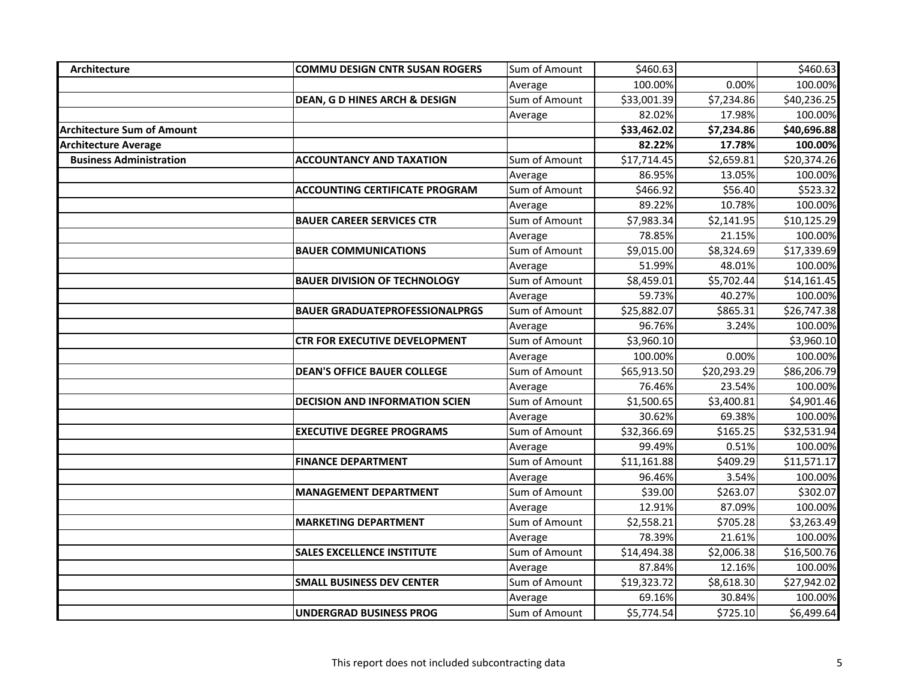| | | | | | |
|---|---|---|---|---|---|
| **Architecture** | **COMMU DESIGN CNTR SUSAN ROGERS** | Sum of Amount | $460.63 | | $460.63 |
| | | Average | 100.00% | 0.00% | 100.00% |
| | **DEAN, G D HINES ARCH & DESIGN** | Sum of Amount | $33,001.39 | $7,234.86 | $40,236.25 |
| | | Average | 82.02% | 17.98% | 100.00% |
| **Architecture Sum of Amount** | | | **$33,462.02** | **$7,234.86** | **$40,696.88** |
| **Architecture Average** | | | **82.22%** | **17.78%** | **100.00%** |
| **Business Administration** | **ACCOUNTANCY AND TAXATION** | Sum of Amount | $17,714.45 | $2,659.81 | $20,374.26 |
| | | Average | 86.95% | 13.05% | 100.00% |
| | **ACCOUNTING CERTIFICATE PROGRAM** | Sum of Amount | $466.92 | $56.40 | $523.32 |
| | | Average | 89.22% | 10.78% | 100.00% |
| | **BAUER CAREER SERVICES CTR** | Sum of Amount | $7,983.34 | $2,141.95 | $10,125.29 |
| | | Average | 78.85% | 21.15% | 100.00% |
| | **BAUER COMMUNICATIONS** | Sum of Amount | $9,015.00 | $8,324.69 | $17,339.69 |
| | | Average | 51.99% | 48.01% | 100.00% |
| | **BAUER DIVISION OF TECHNOLOGY** | Sum of Amount | $8,459.01 | $5,702.44 | $14,161.45 |
| | | Average | 59.73% | 40.27% | 100.00% |
| | **BAUER GRADUATEPROFESSIONALPRGS** | Sum of Amount | $25,882.07 | $865.31 | $26,747.38 |
| | | Average | 96.76% | 3.24% | 100.00% |
| | **CTR FOR EXECUTIVE DEVELOPMENT** | Sum of Amount | $3,960.10 | | $3,960.10 |
| | | Average | 100.00% | 0.00% | 100.00% |
| | **DEAN'S OFFICE BAUER COLLEGE** | Sum of Amount | $65,913.50 | $20,293.29 | $86,206.79 |
| | | Average | 76.46% | 23.54% | 100.00% |
| | **DECISION AND INFORMATION SCIEN** | Sum of Amount | $1,500.65 | $3,400.81 | $4,901.46 |
| | | Average | 30.62% | 69.38% | 100.00% |
| | **EXECUTIVE DEGREE PROGRAMS** | Sum of Amount | $32,366.69 | $165.25 | $32,531.94 |
| | | Average | 99.49% | 0.51% | 100.00% |
| | **FINANCE DEPARTMENT** | Sum of Amount | $11,161.88 | $409.29 | $11,571.17 |
| | | Average | 96.46% | 3.54% | 100.00% |
| | **MANAGEMENT DEPARTMENT** | Sum of Amount | $39.00 | $263.07 | $302.07 |
| | | Average | 12.91% | 87.09% | 100.00% |
| | **MARKETING DEPARTMENT** | Sum of Amount | $2,558.21 | $705.28 | $3,263.49 |
| | | Average | 78.39% | 21.61% | 100.00% |
| | **SALES EXCELLENCE INSTITUTE** | Sum of Amount | $14,494.38 | $2,006.38 | $16,500.76 |
| | | Average | 87.84% | 12.16% | 100.00% |
| | **SMALL BUSINESS DEV CENTER** | Sum of Amount | $19,323.72 | $8,618.30 | $27,942.02 |
| | | Average | 69.16% | 30.84% | 100.00% |
| | **UNDERGRAD BUSINESS PROG** | Sum of Amount | $5,774.54 | $725.10 | $6,499.64 |

This report does not included subcontracting data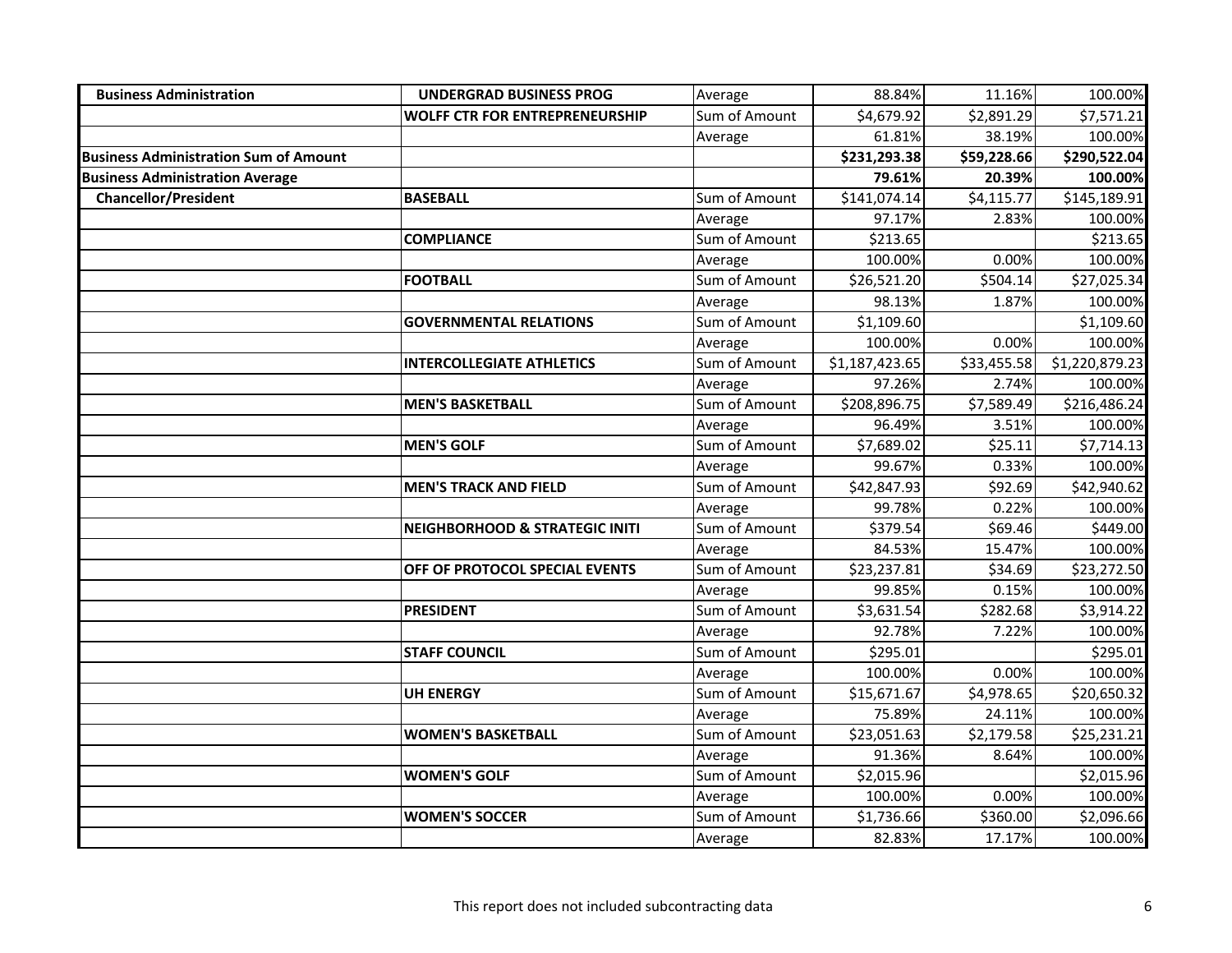| | | | | | |
|---|---|---|---|---|---|
| **Business Administration** | **UNDERGRAD BUSINESS PROG** | Average | 88.84% | 11.16% | 100.00% |
| | **WOLFF CTR FOR ENTREPRENEURSHIP** | Sum of Amount | $4,679.92 | $2,891.29 | $7,571.21 |
| | | Average | 61.81% | 38.19% | 100.00% |
| **Business Administration Sum of Amount** | | | **$231,293.38** | **$59,228.66** | **$290,522.04** |
| **Business Administration Average** | | | **79.61%** | **20.39%** | **100.00%** |
| **Chancellor/President** | **BASEBALL** | Sum of Amount | $141,074.14 | $4,115.77 | $145,189.91 |
| | | Average | 97.17% | 2.83% | 100.00% |
| | **COMPLIANCE** | Sum of Amount | $213.65 | | $213.65 |
| | | Average | 100.00% | 0.00% | 100.00% |
| | **FOOTBALL** | Sum of Amount | $26,521.20 | $504.14 | $27,025.34 |
| | | Average | 98.13% | 1.87% | 100.00% |
| | **GOVERNMENTAL RELATIONS** | Sum of Amount | $1,109.60 | | $1,109.60 |
| | | Average | 100.00% | 0.00% | 100.00% |
| | **INTERCOLLEGIATE ATHLETICS** | Sum of Amount | $1,187,423.65 | $33,455.58 | $1,220,879.23 |
| | | Average | 97.26% | 2.74% | 100.00% |
| | **MEN'S BASKETBALL** | Sum of Amount | $208,896.75 | $7,589.49 | $216,486.24 |
| | | Average | 96.49% | 3.51% | 100.00% |
| | **MEN'S GOLF** | Sum of Amount | $7,689.02 | $25.11 | $7,714.13 |
| | | Average | 99.67% | 0.33% | 100.00% |
| | **MEN'S TRACK AND FIELD** | Sum of Amount | $42,847.93 | $92.69 | $42,940.62 |
| | | Average | 99.78% | 0.22% | 100.00% |
| | **NEIGHBORHOOD & STRATEGIC INITI** | Sum of Amount | $379.54 | $69.46 | $449.00 |
| | | Average | 84.53% | 15.47% | 100.00% |
| | **OFF OF PROTOCOL SPECIAL EVENTS** | Sum of Amount | $23,237.81 | $34.69 | $23,272.50 |
| | | Average | 99.85% | 0.15% | 100.00% |
| | **PRESIDENT** | Sum of Amount | $3,631.54 | $282.68 | $3,914.22 |
| | | Average | 92.78% | 7.22% | 100.00% |
| | **STAFF COUNCIL** | Sum of Amount | $295.01 | | $295.01 |
| | | Average | 100.00% | 0.00% | 100.00% |
| | **UH ENERGY** | Sum of Amount | $15,671.67 | $4,978.65 | $20,650.32 |
| | | Average | 75.89% | 24.11% | 100.00% |
| | **WOMEN'S BASKETBALL** | Sum of Amount | $23,051.63 | $2,179.58 | $25,231.21 |
| | | Average | 91.36% | 8.64% | 100.00% |
| | **WOMEN'S GOLF** | Sum of Amount | $2,015.96 | | $2,015.96 |
| | | Average | 100.00% | 0.00% | 100.00% |
| | **WOMEN'S SOCCER** | Sum of Amount | $1,736.66 | $360.00 | $2,096.66 |
| | | Average | 82.83% | 17.17% | 100.00% |

This report does not included subcontracting data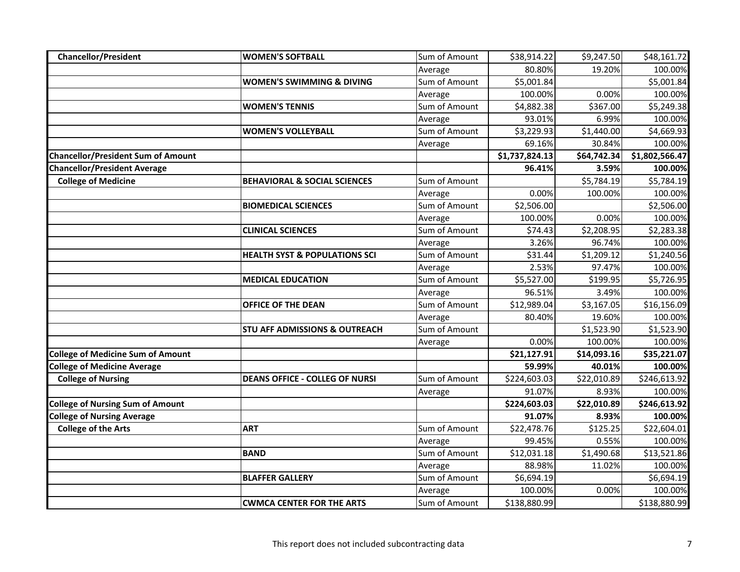| | | | | | |
|---|---|---|---|---|---|
| **Chancellor/President** | **WOMEN'S SOFTBALL** | Sum of Amount | $38,914.22 | $9,247.50 | $48,161.72 |
| | | Average | 80.80% | 19.20% | 100.00% |
| | **WOMEN'S SWIMMING & DIVING** | Sum of Amount | $5,001.84 | | $5,001.84 |
| | | Average | 100.00% | 0.00% | 100.00% |
| | **WOMEN'S TENNIS** | Sum of Amount | $4,882.38 | $367.00 | $5,249.38 |
| | | Average | 93.01% | 6.99% | 100.00% |
| | **WOMEN'S VOLLEYBALL** | Sum of Amount | $3,229.93 | $1,440.00 | $4,669.93 |
| | | Average | 69.16% | 30.84% | 100.00% |
| **Chancellor/President Sum of Amount** | | | **$1,737,824.13** | **$64,742.34** | **$1,802,566.47** |
| **Chancellor/President Average** | | | **96.41%** | **3.59%** | **100.00%** |
| **College of Medicine** | **BEHAVIORAL & SOCIAL SCIENCES** | Sum of Amount | | $5,784.19 | $5,784.19 |
| | | Average | 0.00% | 100.00% | 100.00% |
| | **BIOMEDICAL SCIENCES** | Sum of Amount | $2,506.00 | | $2,506.00 |
| | | Average | 100.00% | 0.00% | 100.00% |
| | **CLINICAL SCIENCES** | Sum of Amount | $74.43 | $2,208.95 | $2,283.38 |
| | | Average | 3.26% | 96.74% | 100.00% |
| | **HEALTH SYST & POPULATIONS SCI** | Sum of Amount | $31.44 | $1,209.12 | $1,240.56 |
| | | Average | 2.53% | 97.47% | 100.00% |
| | **MEDICAL EDUCATION** | Sum of Amount | $5,527.00 | $199.95 | $5,726.95 |
| | | Average | 96.51% | 3.49% | 100.00% |
| | **OFFICE OF THE DEAN** | Sum of Amount | $12,989.04 | $3,167.05 | $16,156.09 |
| | | Average | 80.40% | 19.60% | 100.00% |
| | **STU AFF ADMISSIONS & OUTREACH** | Sum of Amount | | $1,523.90 | $1,523.90 |
| | | Average | 0.00% | 100.00% | 100.00% |
| **College of Medicine Sum of Amount** | | | **$21,127.91** | **$14,093.16** | **$35,221.07** |
| **College of Medicine Average** | | | **59.99%** | **40.01%** | **100.00%** |
| **College of Nursing** | **DEANS OFFICE - COLLEG OF NURSI** | Sum of Amount | $224,603.03 | $22,010.89 | $246,613.92 |
| | | Average | 91.07% | 8.93% | 100.00% |
| **College of Nursing Sum of Amount** | | | **$224,603.03** | **$22,010.89** | **$246,613.92** |
| **College of Nursing Average** | | | **91.07%** | **8.93%** | **100.00%** |
| **College of the Arts** | **ART** | Sum of Amount | $22,478.76 | $125.25 | $22,604.01 |
| | | Average | 99.45% | 0.55% | 100.00% |
| | **BAND** | Sum of Amount | $12,031.18 | $1,490.68 | $13,521.86 |
| | | Average | 88.98% | 11.02% | 100.00% |
| | **BLAFFER GALLERY** | Sum of Amount | $6,694.19 | | $6,694.19 |
| | | Average | 100.00% | 0.00% | 100.00% |
| | **CWMCA CENTER FOR THE ARTS** | Sum of Amount | $138,880.99 | | $138,880.99 |

This report does not included subcontracting data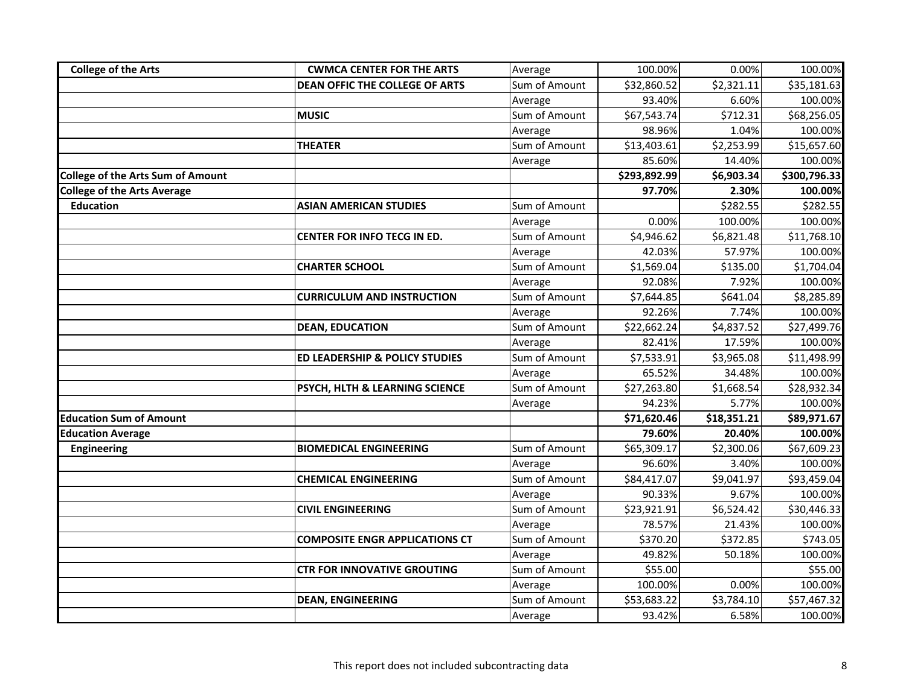| College of the Arts | CWMCA CENTER FOR THE ARTS | Average | 100.00% | 0.00% | 100.00% |
|---|---|---|---|---|---|
| | DEAN OFFIC THE COLLEGE OF ARTS | Sum of Amount | $32,860.52 | $2,321.11 | $35,181.63 |
| | | Average | 93.40% | 6.60% | 100.00% |
| | MUSIC | Sum of Amount | $67,543.74 | $712.31 | $68,256.05 |
| | | Average | 98.96% | 1.04% | 100.00% |
| | THEATER | Sum of Amount | $13,403.61 | $2,253.99 | $15,657.60 |
| | | Average | 85.60% | 14.40% | 100.00% |
| **College of the Arts Sum of Amount** | | | **$293,892.99** | **$6,903.34** | **$300,796.33** |
| **College of the Arts Average** | | | **97.70%** | **2.30%** | **100.00%** |
| **Education** | **ASIAN AMERICAN STUDIES** | Sum of Amount | | $282.55 | $282.55 |
| | | Average | 0.00% | 100.00% | 100.00% |
| | **CENTER FOR INFO TECG IN ED.** | Sum of Amount | $4,946.62 | $6,821.48 | $11,768.10 |
| | | Average | 42.03% | 57.97% | 100.00% |
| | **CHARTER SCHOOL** | Sum of Amount | $1,569.04 | $135.00 | $1,704.04 |
| | | Average | 92.08% | 7.92% | 100.00% |
| | **CURRICULUM AND INSTRUCTION** | Sum of Amount | $7,644.85 | $641.04 | $8,285.89 |
| | | Average | 92.26% | 7.74% | 100.00% |
| | **DEAN, EDUCATION** | Sum of Amount | $22,662.24 | $4,837.52 | $27,499.76 |
| | | Average | 82.41% | 17.59% | 100.00% |
| | **ED LEADERSHIP & POLICY STUDIES** | Sum of Amount | $7,533.91 | $3,965.08 | $11,498.99 |
| | | Average | 65.52% | 34.48% | 100.00% |
| | **PSYCH, HLTH & LEARNING SCIENCE** | Sum of Amount | $27,263.80 | $1,668.54 | $28,932.34 |
| | | Average | 94.23% | 5.77% | 100.00% |
| **Education Sum of Amount** | | | **$71,620.46** | **$18,351.21** | **$89,971.67** |
| **Education Average** | | | **79.60%** | **20.40%** | **100.00%** |
| **Engineering** | **BIOMEDICAL ENGINEERING** | Sum of Amount | $65,309.17 | $2,300.06 | $67,609.23 |
| | | Average | 96.60% | 3.40% | 100.00% |
| | **CHEMICAL ENGINEERING** | Sum of Amount | $84,417.07 | $9,041.97 | $93,459.04 |
| | | Average | 90.33% | 9.67% | 100.00% |
| | **CIVIL ENGINEERING** | Sum of Amount | $23,921.91 | $6,524.42 | $30,446.33 |
| | | Average | 78.57% | 21.43% | 100.00% |
| | **COMPOSITE ENGR APPLICATIONS CT** | Sum of Amount | $370.20 | $372.85 | $743.05 |
| | | Average | 49.82% | 50.18% | 100.00% |
| | **CTR FOR INNOVATIVE GROUTING** | Sum of Amount | $55.00 | | $55.00 |
| | | Average | 100.00% | 0.00% | 100.00% |
| | **DEAN, ENGINEERING** | Sum of Amount | $53,683.22 | $3,784.10 | $57,467.32 |
| | | Average | 93.42% | 6.58% | 100.00% |

This report does not included subcontracting data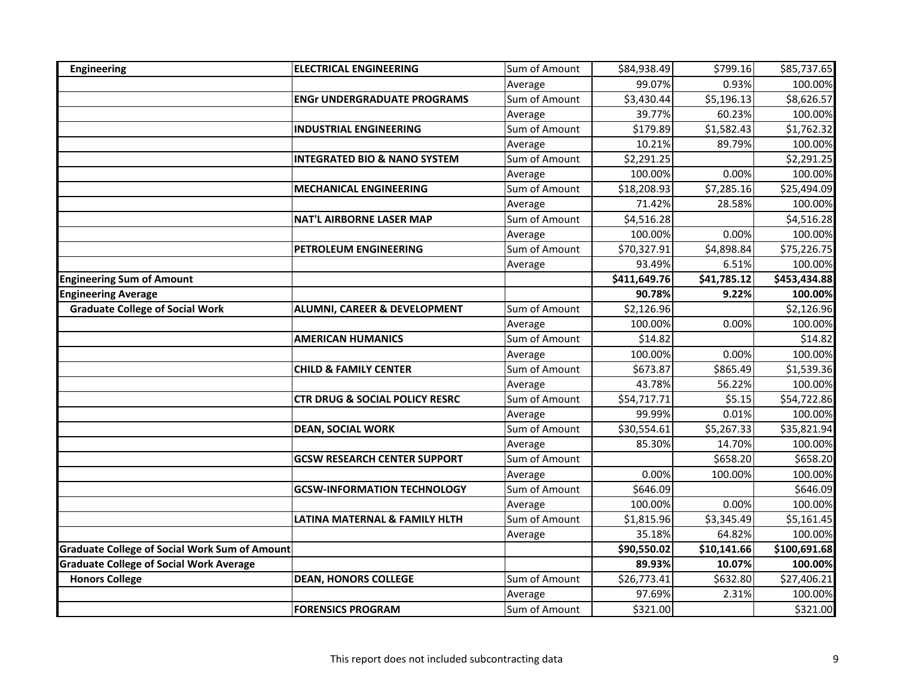| | | | | | |
|---|---|---|---|---|---|
| **Engineering** | **ELECTRICAL ENGINEERING** | Sum of Amount | $84,938.49 | $799.16 | $85,737.65 |
| | | Average | 99.07% | 0.93% | 100.00% |
| | **ENGr UNDERGRADUATE PROGRAMS** | Sum of Amount | $3,430.44 | $5,196.13 | $8,626.57 |
| | | Average | 39.77% | 60.23% | 100.00% |
| | **INDUSTRIAL ENGINEERING** | Sum of Amount | $179.89 | $1,582.43 | $1,762.32 |
| | | Average | 10.21% | 89.79% | 100.00% |
| | **INTEGRATED BIO & NANO SYSTEM** | Sum of Amount | $2,291.25 | | $2,291.25 |
| | | Average | 100.00% | 0.00% | 100.00% |
| | **MECHANICAL ENGINEERING** | Sum of Amount | $18,208.93 | $7,285.16 | $25,494.09 |
| | | Average | 71.42% | 28.58% | 100.00% |
| | **NAT'L AIRBORNE LASER MAP** | Sum of Amount | $4,516.28 | | $4,516.28 |
| | | Average | 100.00% | 0.00% | 100.00% |
| | **PETROLEUM ENGINEERING** | Sum of Amount | $70,327.91 | $4,898.84 | $75,226.75 |
| | | Average | 93.49% | 6.51% | 100.00% |
| **Engineering Sum of Amount** | | | **$411,649.76** | **$41,785.12** | **$453,434.88** |
| **Engineering Average** | | | **90.78%** | **9.22%** | **100.00%** |
| **Graduate College of Social Work** | **ALUMNI, CAREER & DEVELOPMENT** | Sum of Amount | $2,126.96 | | $2,126.96 |
| | | Average | 100.00% | 0.00% | 100.00% |
| | **AMERICAN HUMANICS** | Sum of Amount | $14.82 | | $14.82 |
| | | Average | 100.00% | 0.00% | 100.00% |
| | **CHILD & FAMILY CENTER** | Sum of Amount | $673.87 | $865.49 | $1,539.36 |
| | | Average | 43.78% | 56.22% | 100.00% |
| | **CTR DRUG & SOCIAL POLICY RESRC** | Sum of Amount | $54,717.71 | $5.15 | $54,722.86 |
| | | Average | 99.99% | 0.01% | 100.00% |
| | **DEAN, SOCIAL WORK** | Sum of Amount | $30,554.61 | $5,267.33 | $35,821.94 |
| | | Average | 85.30% | 14.70% | 100.00% |
| | **GCSW RESEARCH CENTER SUPPORT** | Sum of Amount | | $658.20 | $658.20 |
| | | Average | 0.00% | 100.00% | 100.00% |
| | **GCSW-INFORMATION TECHNOLOGY** | Sum of Amount | $646.09 | | $646.09 |
| | | Average | 100.00% | 0.00% | 100.00% |
| | **LATINA MATERNAL & FAMILY HLTH** | Sum of Amount | $1,815.96 | $3,345.49 | $5,161.45 |
| | | Average | 35.18% | 64.82% | 100.00% |
| **Graduate College of Social Work Sum of Amount** | | | **$90,550.02** | **$10,141.66** | **$100,691.68** |
| **Graduate College of Social Work Average** | | | **89.93%** | **10.07%** | **100.00%** |
| **Honors College** | **DEAN, HONORS COLLEGE** | Sum of Amount | $26,773.41 | $632.80 | $27,406.21 |
| | | Average | 97.69% | 2.31% | 100.00% |
| | **FORENSICS PROGRAM** | Sum of Amount | $321.00 | | $321.00 |

This report does not included subcontracting data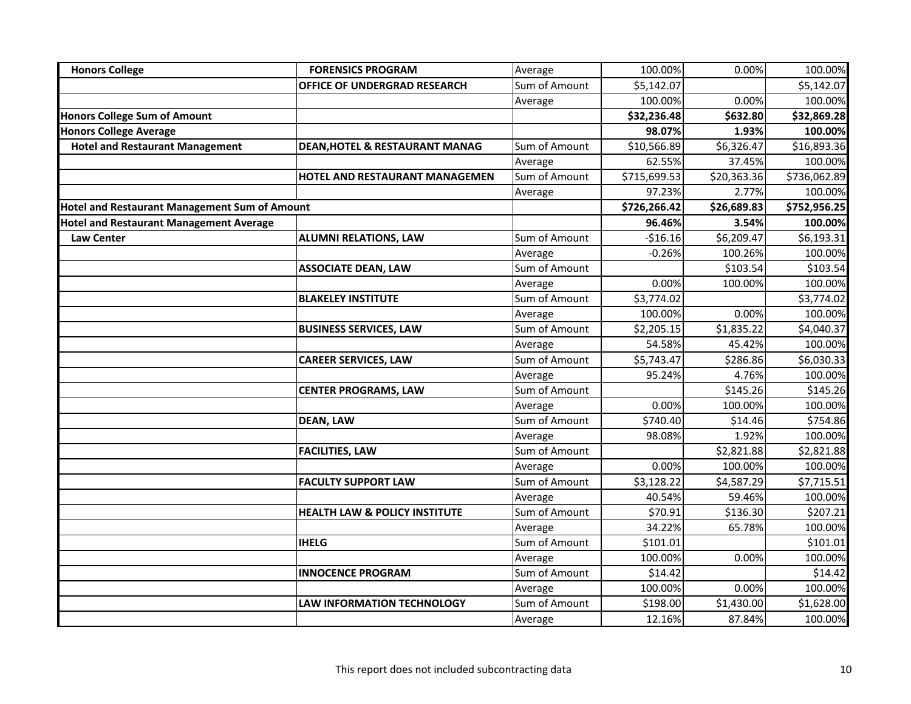| | | | | | |
|---|---|---|---|---|---|
| **Honors College** | **FORENSICS PROGRAM** | Average | 100.00% | 0.00% | 100.00% |
| | **OFFICE OF UNDERGRAD RESEARCH** | Sum of Amount | $5,142.07 | | $5,142.07 |
| | | Average | 100.00% | 0.00% | 100.00% |
| **Honors College Sum of Amount** | | | **$32,236.48** | **$632.80** | **$32,869.28** |
| **Honors College Average** | | | **98.07%** | **1.93%** | **100.00%** |
| **Hotel and Restaurant Management** | **DEAN,HOTEL & RESTAURANT MANAG** | Sum of Amount | $10,566.89 | $6,326.47 | $16,893.36 |
| | | Average | 62.55% | 37.45% | 100.00% |
| | **HOTEL AND RESTAURANT MANAGEMEN** | Sum of Amount | $715,699.53 | $20,363.36 | $736,062.89 |
| | | Average | 97.23% | 2.77% | 100.00% |
| **Hotel and Restaurant Management Sum of Amount** | | | **$726,266.42** | **$26,689.83** | **$752,956.25** |
| **Hotel and Restaurant Management Average** | | | **96.46%** | **3.54%** | **100.00%** |
| **Law Center** | **ALUMNI RELATIONS, LAW** | Sum of Amount | -$16.16 | $6,209.47 | $6,193.31 |
| | | Average | -0.26% | 100.26% | 100.00% |
| | **ASSOCIATE DEAN, LAW** | Sum of Amount | | $103.54 | $103.54 |
| | | Average | 0.00% | 100.00% | 100.00% |
| | **BLAKELEY INSTITUTE** | Sum of Amount | $3,774.02 | | $3,774.02 |
| | | Average | 100.00% | 0.00% | 100.00% |
| | **BUSINESS SERVICES, LAW** | Sum of Amount | $2,205.15 | $1,835.22 | $4,040.37 |
| | | Average | 54.58% | 45.42% | 100.00% |
| | **CAREER SERVICES, LAW** | Sum of Amount | $5,743.47 | $286.86 | $6,030.33 |
| | | Average | 95.24% | 4.76% | 100.00% |
| | **CENTER PROGRAMS, LAW** | Sum of Amount | | $145.26 | $145.26 |
| | | Average | 0.00% | 100.00% | 100.00% |
| | **DEAN, LAW** | Sum of Amount | $740.40 | $14.46 | $754.86 |
| | | Average | 98.08% | 1.92% | 100.00% |
| | **FACILITIES, LAW** | Sum of Amount | | $2,821.88 | $2,821.88 |
| | | Average | 0.00% | 100.00% | 100.00% |
| | **FACULTY SUPPORT LAW** | Sum of Amount | $3,128.22 | $4,587.29 | $7,715.51 |
| | | Average | 40.54% | 59.46% | 100.00% |
| | **HEALTH LAW & POLICY INSTITUTE** | Sum of Amount | $70.91 | $136.30 | $207.21 |
| | | Average | 34.22% | 65.78% | 100.00% |
| | **IHELG** | Sum of Amount | $101.01 | | $101.01 |
| | | Average | 100.00% | 0.00% | 100.00% |
| | **INNOCENCE PROGRAM** | Sum of Amount | $14.42 | | $14.42 |
| | | Average | 100.00% | 0.00% | 100.00% |
| | **LAW INFORMATION TECHNOLOGY** | Sum of Amount | $198.00 | $1,430.00 | $1,628.00 |
| | | Average | 12.16% | 87.84% | 100.00% |

This report does not included subcontracting data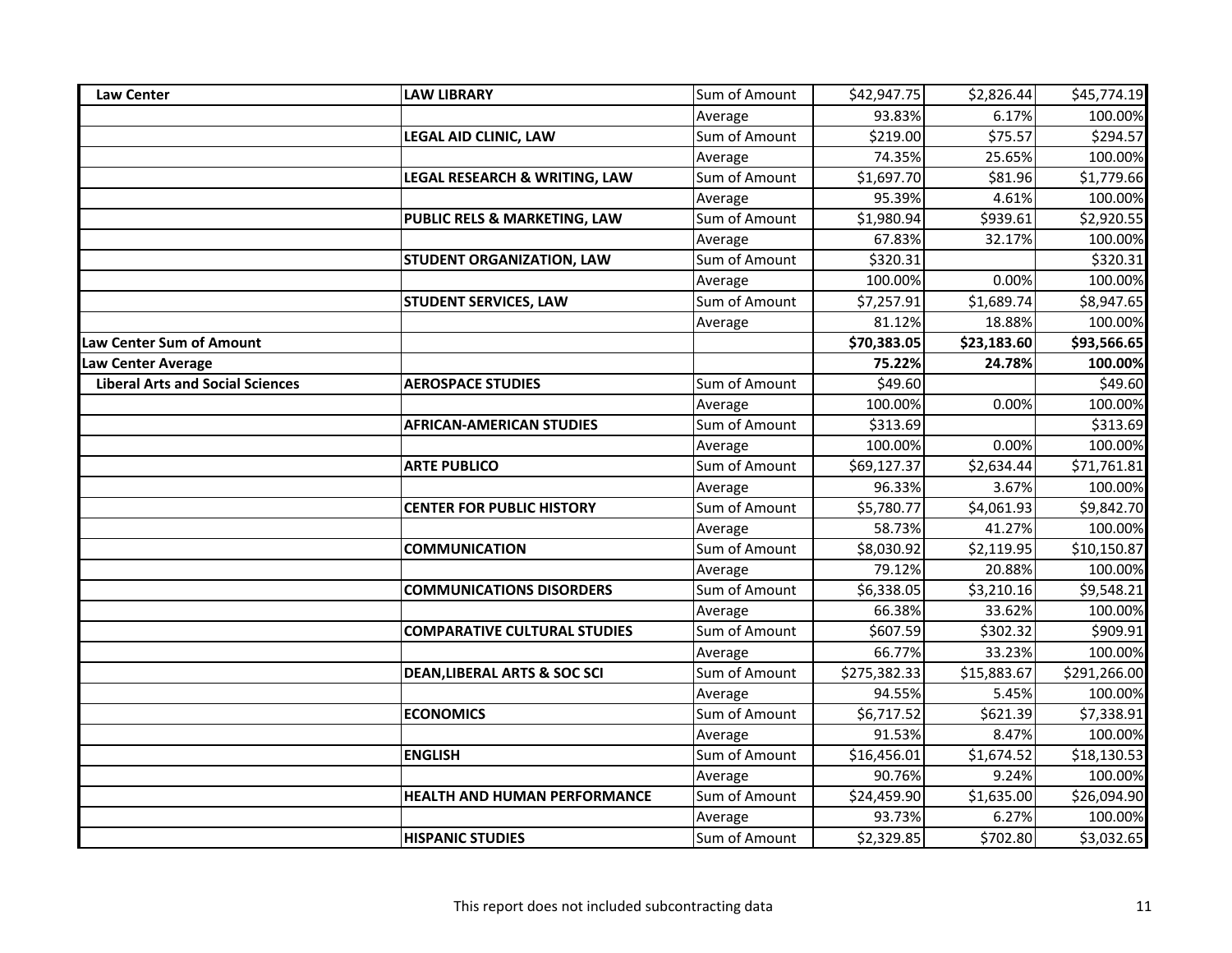| | | | | | |
|---|---|---|---|---|---|
| **Law Center** | **LAW LIBRARY** | Sum of Amount | $42,947.75 | $2,826.44 | $45,774.19 |
| | | Average | 93.83% | 6.17% | 100.00% |
| | **LEGAL AID CLINIC, LAW** | Sum of Amount | $219.00 | $75.57 | $294.57 |
| | | Average | 74.35% | 25.65% | 100.00% |
| | **LEGAL RESEARCH & WRITING, LAW** | Sum of Amount | $1,697.70 | $81.96 | $1,779.66 |
| | | Average | 95.39% | 4.61% | 100.00% |
| | **PUBLIC RELS & MARKETING, LAW** | Sum of Amount | $1,980.94 | $939.61 | $2,920.55 |
| | | Average | 67.83% | 32.17% | 100.00% |
| | **STUDENT ORGANIZATION, LAW** | Sum of Amount | $320.31 | | $320.31 |
| | | Average | 100.00% | 0.00% | 100.00% |
| | **STUDENT SERVICES, LAW** | Sum of Amount | $7,257.91 | $1,689.74 | $8,947.65 |
| | | Average | 81.12% | 18.88% | 100.00% |
| **Law Center Sum of Amount** | | | **$70,383.05** | **$23,183.60** | **$93,566.65** |
| **Law Center Average** | | | **75.22%** | **24.78%** | **100.00%** |
| **Liberal Arts and Social Sciences** | **AEROSPACE STUDIES** | Sum of Amount | $49.60 | | $49.60 |
| | | Average | 100.00% | 0.00% | 100.00% |
| | **AFRICAN-AMERICAN STUDIES** | Sum of Amount | $313.69 | | $313.69 |
| | | Average | 100.00% | 0.00% | 100.00% |
| | **ARTE PUBLICO** | Sum of Amount | $69,127.37 | $2,634.44 | $71,761.81 |
| | | Average | 96.33% | 3.67% | 100.00% |
| | **CENTER FOR PUBLIC HISTORY** | Sum of Amount | $5,780.77 | $4,061.93 | $9,842.70 |
| | | Average | 58.73% | 41.27% | 100.00% |
| | **COMMUNICATION** | Sum of Amount | $8,030.92 | $2,119.95 | $10,150.87 |
| | | Average | 79.12% | 20.88% | 100.00% |
| | **COMMUNICATIONS DISORDERS** | Sum of Amount | $6,338.05 | $3,210.16 | $9,548.21 |
| | | Average | 66.38% | 33.62% | 100.00% |
| | **COMPARATIVE CULTURAL STUDIES** | Sum of Amount | $607.59 | $302.32 | $909.91 |
| | | Average | 66.77% | 33.23% | 100.00% |
| | **DEAN,LIBERAL ARTS & SOC SCI** | Sum of Amount | $275,382.33 | $15,883.67 | $291,266.00 |
| | | Average | 94.55% | 5.45% | 100.00% |
| | **ECONOMICS** | Sum of Amount | $6,717.52 | $621.39 | $7,338.91 |
| | | Average | 91.53% | 8.47% | 100.00% |
| | **ENGLISH** | Sum of Amount | $16,456.01 | $1,674.52 | $18,130.53 |
| | | Average | 90.76% | 9.24% | 100.00% |
| | **HEALTH AND HUMAN PERFORMANCE** | Sum of Amount | $24,459.90 | $1,635.00 | $26,094.90 |
| | | Average | 93.73% | 6.27% | 100.00% |
| | **HISPANIC STUDIES** | Sum of Amount | $2,329.85 | $702.80 | $3,032.65 |

This report does not included subcontracting data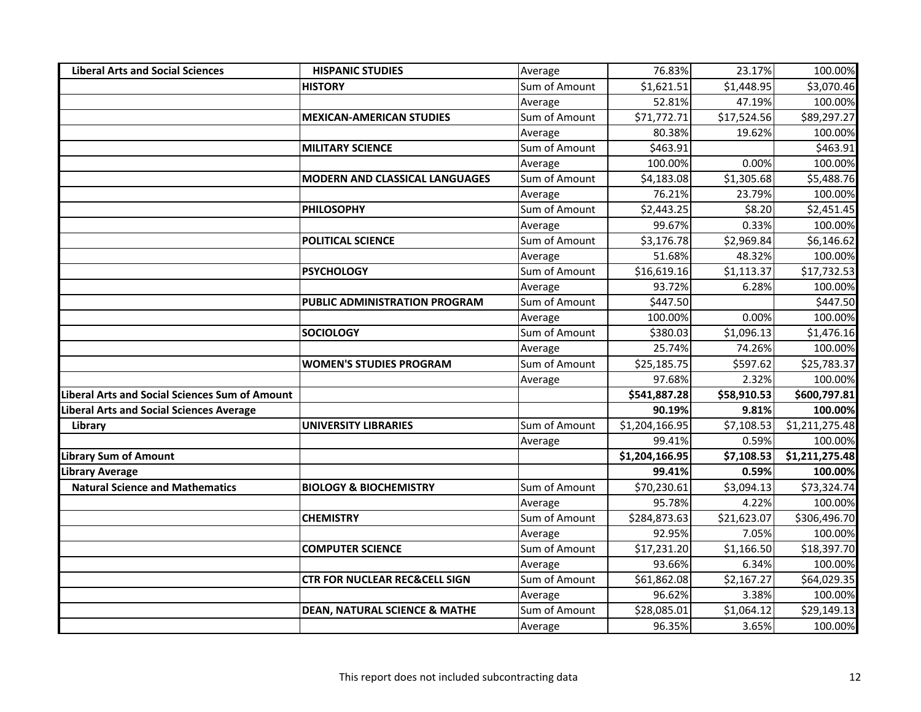| | | | | | |
|---|---|---|---|---|---|
| **Liberal Arts and Social Sciences** | **HISPANIC STUDIES** | Average | 76.83% | 23.17% | 100.00% |
| | **HISTORY** | Sum of Amount | $1,621.51 | $1,448.95 | $3,070.46 |
| | | Average | 52.81% | 47.19% | 100.00% |
| | **MEXICAN-AMERICAN STUDIES** | Sum of Amount | $71,772.71 | $17,524.56 | $89,297.27 |
| | | Average | 80.38% | 19.62% | 100.00% |
| | **MILITARY SCIENCE** | Sum of Amount | $463.91 | | $463.91 |
| | | Average | 100.00% | 0.00% | 100.00% |
| | **MODERN AND CLASSICAL LANGUAGES** | Sum of Amount | $4,183.08 | $1,305.68 | $5,488.76 |
| | | Average | 76.21% | 23.79% | 100.00% |
| | **PHILOSOPHY** | Sum of Amount | $2,443.25 | $8.20 | $2,451.45 |
| | | Average | 99.67% | 0.33% | 100.00% |
| | **POLITICAL SCIENCE** | Sum of Amount | $3,176.78 | $2,969.84 | $6,146.62 |
| | | Average | 51.68% | 48.32% | 100.00% |
| | **PSYCHOLOGY** | Sum of Amount | $16,619.16 | $1,113.37 | $17,732.53 |
| | | Average | 93.72% | 6.28% | 100.00% |
| | **PUBLIC ADMINISTRATION PROGRAM** | Sum of Amount | $447.50 | | $447.50 |
| | | Average | 100.00% | 0.00% | 100.00% |
| | **SOCIOLOGY** | Sum of Amount | $380.03 | $1,096.13 | $1,476.16 |
| | | Average | 25.74% | 74.26% | 100.00% |
| | **WOMEN'S STUDIES PROGRAM** | Sum of Amount | $25,185.75 | $597.62 | $25,783.37 |
| | | Average | 97.68% | 2.32% | 100.00% |
| **Liberal Arts and Social Sciences Sum of Amount** | | | **$541,887.28** | **$58,910.53** | **$600,797.81** |
| **Liberal Arts and Social Sciences Average** | | | **90.19%** | **9.81%** | **100.00%** |
| **Library** | **UNIVERSITY LIBRARIES** | Sum of Amount | $1,204,166.95 | $7,108.53 | $1,211,275.48 |
| | | Average | 99.41% | 0.59% | 100.00% |
| **Library Sum of Amount** | | | **$1,204,166.95** | **$7,108.53** | **$1,211,275.48** |
| **Library Average** | | | **99.41%** | **0.59%** | **100.00%** |
| **Natural Science and Mathematics** | **BIOLOGY & BIOCHEMISTRY** | Sum of Amount | $70,230.61 | $3,094.13 | $73,324.74 |
| | | Average | 95.78% | 4.22% | 100.00% |
| | **CHEMISTRY** | Sum of Amount | $284,873.63 | $21,623.07 | $306,496.70 |
| | | Average | 92.95% | 7.05% | 100.00% |
| | **COMPUTER SCIENCE** | Sum of Amount | $17,231.20 | $1,166.50 | $18,397.70 |
| | | Average | 93.66% | 6.34% | 100.00% |
| | **CTR FOR NUCLEAR REC&CELL SIGN** | Sum of Amount | $61,862.08 | $2,167.27 | $64,029.35 |
| | | Average | 96.62% | 3.38% | 100.00% |
| | **DEAN, NATURAL SCIENCE & MATHE** | Sum of Amount | $28,085.01 | $1,064.12 | $29,149.13 |
| | | Average | 96.35% | 3.65% | 100.00% |

This report does not included subcontracting data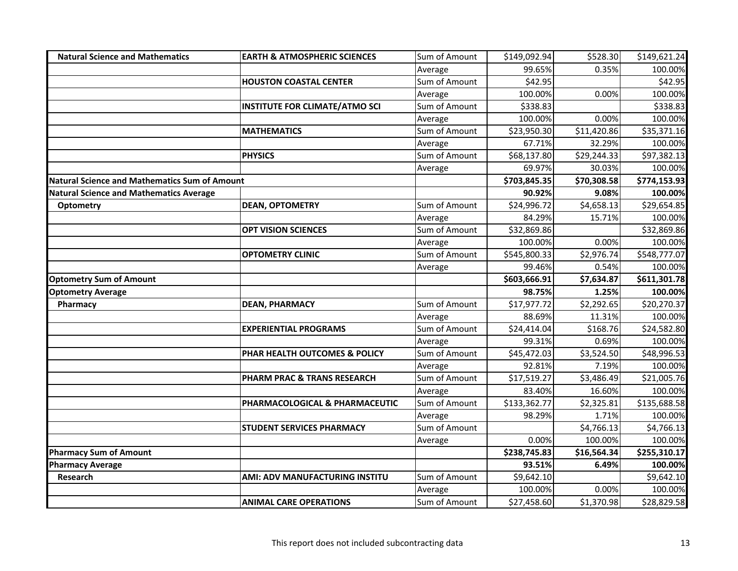| | | | | | |
|---|---|---|---|---|---|
| **Natural Science and Mathematics** | **EARTH & ATMOSPHERIC SCIENCES** | Sum of Amount | $149,092.94 | $528.30 | $149,621.24 |
| | | Average | 99.65% | 0.35% | 100.00% |
| | **HOUSTON COASTAL CENTER** | Sum of Amount | $42.95 | | $42.95 |
| | | Average | 100.00% | 0.00% | 100.00% |
| | **INSTITUTE FOR CLIMATE/ATMO SCI** | Sum of Amount | $338.83 | | $338.83 |
| | | Average | 100.00% | 0.00% | 100.00% |
| | **MATHEMATICS** | Sum of Amount | $23,950.30 | $11,420.86 | $35,371.16 |
| | | Average | 67.71% | 32.29% | 100.00% |
| | **PHYSICS** | Sum of Amount | $68,137.80 | $29,244.33 | $97,382.13 |
| | | Average | 69.97% | 30.03% | 100.00% |
| **Natural Science and Mathematics Sum of Amount** | | | **$703,845.35** | **$70,308.58** | **$774,153.93** |
| **Natural Science and Mathematics Average** | | | **90.92%** | **9.08%** | **100.00%** |
| **Optometry** | **DEAN, OPTOMETRY** | Sum of Amount | $24,996.72 | $4,658.13 | $29,654.85 |
| | | Average | 84.29% | 15.71% | 100.00% |
| | **OPT VISION SCIENCES** | Sum of Amount | $32,869.86 | | $32,869.86 |
| | | Average | 100.00% | 0.00% | 100.00% |
| | **OPTOMETRY CLINIC** | Sum of Amount | $545,800.33 | $2,976.74 | $548,777.07 |
| | | Average | 99.46% | 0.54% | 100.00% |
| **Optometry Sum of Amount** | | | **$603,666.91** | **$7,634.87** | **$611,301.78** |
| **Optometry Average** | | | **98.75%** | **1.25%** | **100.00%** |
| **Pharmacy** | **DEAN, PHARMACY** | Sum of Amount | $17,977.72 | $2,292.65 | $20,270.37 |
| | | Average | 88.69% | 11.31% | 100.00% |
| | **EXPERIENTIAL PROGRAMS** | Sum of Amount | $24,414.04 | $168.76 | $24,582.80 |
| | | Average | 99.31% | 0.69% | 100.00% |
| | **PHAR HEALTH OUTCOMES & POLICY** | Sum of Amount | $45,472.03 | $3,524.50 | $48,996.53 |
| | | Average | 92.81% | 7.19% | 100.00% |
| | **PHARM PRAC & TRANS RESEARCH** | Sum of Amount | $17,519.27 | $3,486.49 | $21,005.76 |
| | | Average | 83.40% | 16.60% | 100.00% |
| | **PHARMACOLOGICAL & PHARMACEUTIC** | Sum of Amount | $133,362.77 | $2,325.81 | $135,688.58 |
| | | Average | 98.29% | 1.71% | 100.00% |
| | **STUDENT SERVICES PHARMACY** | Sum of Amount | | $4,766.13 | $4,766.13 |
| | | Average | 0.00% | 100.00% | 100.00% |
| **Pharmacy Sum of Amount** | | | **$238,745.83** | **$16,564.34** | **$255,310.17** |
| **Pharmacy Average** | | | **93.51%** | **6.49%** | **100.00%** |
| **Research** | **AMI: ADV MANUFACTURING INSTITU** | Sum of Amount | $9,642.10 | | $9,642.10 |
| | | Average | 100.00% | 0.00% | 100.00% |
| | **ANIMAL CARE OPERATIONS** | Sum of Amount | $27,458.60 | $1,370.98 | $28,829.58 |

This report does not included subcontracting data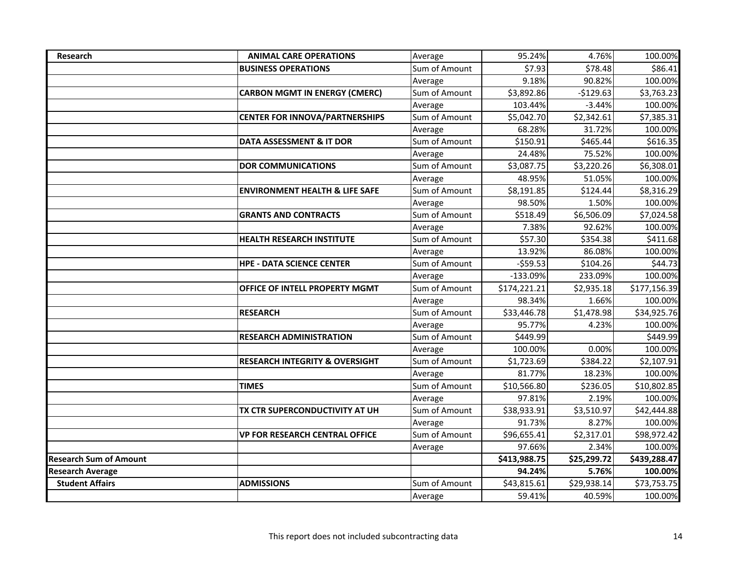| | | | | | |
|---|---|---|---|---|---|
| **Research** | **ANIMAL CARE OPERATIONS** | Average | 95.24% | 4.76% | 100.00% |
| | **BUSINESS OPERATIONS** | Sum of Amount | $7.93 | $78.48 | $86.41 |
| | | Average | 9.18% | 90.82% | 100.00% |
| | **CARBON MGMT IN ENERGY (CMERC)** | Sum of Amount | $3,892.86 | -$129.63 | $3,763.23 |
| | | Average | 103.44% | -3.44% | 100.00% |
| | **CENTER FOR INNOVA/PARTNERSHIPS** | Sum of Amount | $5,042.70 | $2,342.61 | $7,385.31 |
| | | Average | 68.28% | 31.72% | 100.00% |
| | **DATA ASSESSMENT & IT DOR** | Sum of Amount | $150.91 | $465.44 | $616.35 |
| | | Average | 24.48% | 75.52% | 100.00% |
| | **DOR COMMUNICATIONS** | Sum of Amount | $3,087.75 | $3,220.26 | $6,308.01 |
| | | Average | 48.95% | 51.05% | 100.00% |
| | **ENVIRONMENT HEALTH & LIFE SAFE** | Sum of Amount | $8,191.85 | $124.44 | $8,316.29 |
| | | Average | 98.50% | 1.50% | 100.00% |
| | **GRANTS AND CONTRACTS** | Sum of Amount | $518.49 | $6,506.09 | $7,024.58 |
| | | Average | 7.38% | 92.62% | 100.00% |
| | **HEALTH RESEARCH INSTITUTE** | Sum of Amount | $57.30 | $354.38 | $411.68 |
| | | Average | 13.92% | 86.08% | 100.00% |
| | **HPE - DATA SCIENCE CENTER** | Sum of Amount | -$59.53 | $104.26 | $44.73 |
| | | Average | -133.09% | 233.09% | 100.00% |
| | **OFFICE OF INTELL PROPERTY MGMT** | Sum of Amount | $174,221.21 | $2,935.18 | $177,156.39 |
| | | Average | 98.34% | 1.66% | 100.00% |
| | **RESEARCH** | Sum of Amount | $33,446.78 | $1,478.98 | $34,925.76 |
| | | Average | 95.77% | 4.23% | 100.00% |
| | **RESEARCH ADMINISTRATION** | Sum of Amount | $449.99 | | $449.99 |
| | | Average | 100.00% | 0.00% | 100.00% |
| | **RESEARCH INTEGRITY & OVERSIGHT** | Sum of Amount | $1,723.69 | $384.22 | $2,107.91 |
| | | Average | 81.77% | 18.23% | 100.00% |
| | **TIMES** | Sum of Amount | $10,566.80 | $236.05 | $10,802.85 |
| | | Average | 97.81% | 2.19% | 100.00% |
| | **TX CTR SUPERCONDUCTIVITY AT UH** | Sum of Amount | $38,933.91 | $3,510.97 | $42,444.88 |
| | | Average | 91.73% | 8.27% | 100.00% |
| | **VP FOR RESEARCH CENTRAL OFFICE** | Sum of Amount | $96,655.41 | $2,317.01 | $98,972.42 |
| | | Average | 97.66% | 2.34% | 100.00% |
| **Research Sum of Amount** | | | **$413,988.75** | **$25,299.72** | **$439,288.47** |
| **Research Average** | | | **94.24%** | **5.76%** | **100.00%** |
| **Student Affairs** | **ADMISSIONS** | Sum of Amount | $43,815.61 | $29,938.14 | $73,753.75 |
| | | Average | 59.41% | 40.59% | 100.00% |

This report does not included subcontracting data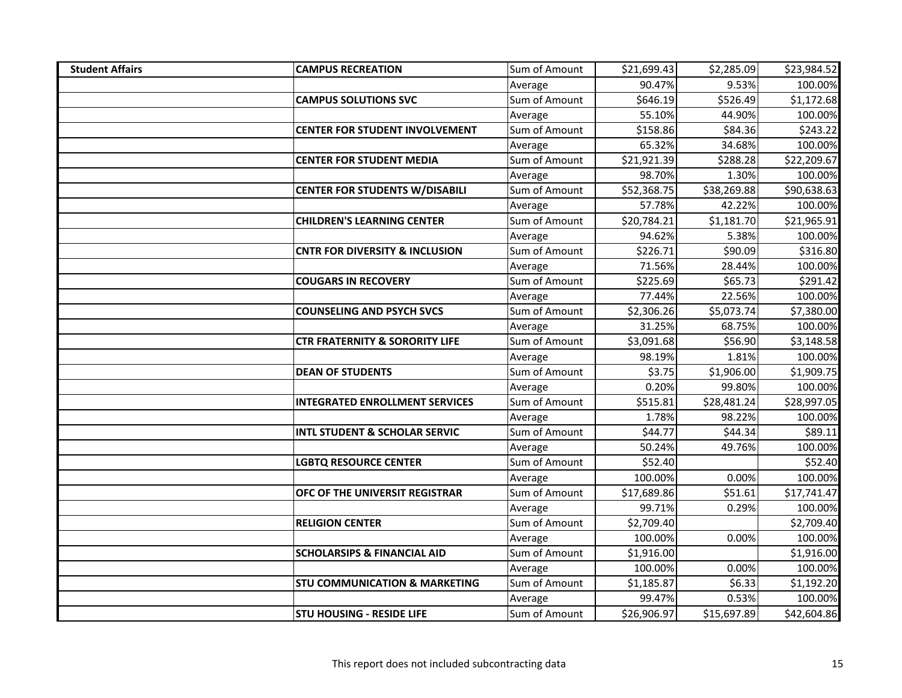| Student Affairs | CAMPUS RECREATION | Sum of Amount | $21,699.43 | $2,285.09 | $23,984.52 |
|---|---|---|---|---|---|
| | | Average | 90.47% | 9.53% | 100.00% |
| | CAMPUS SOLUTIONS SVC | Sum of Amount | $646.19 | $526.49 | $1,172.68 |
| | | Average | 55.10% | 44.90% | 100.00% |
| | CENTER FOR STUDENT INVOLVEMENT | Sum of Amount | $158.86 | $84.36 | $243.22 |
| | | Average | 65.32% | 34.68% | 100.00% |
| | CENTER FOR STUDENT MEDIA | Sum of Amount | $21,921.39 | $288.28 | $22,209.67 |
| | | Average | 98.70% | 1.30% | 100.00% |
| | CENTER FOR STUDENTS W/DISABILI | Sum of Amount | $52,368.75 | $38,269.88 | $90,638.63 |
| | | Average | 57.78% | 42.22% | 100.00% |
| | CHILDREN'S LEARNING CENTER | Sum of Amount | $20,784.21 | $1,181.70 | $21,965.91 |
| | | Average | 94.62% | 5.38% | 100.00% |
| | CNTR FOR DIVERSITY & INCLUSION | Sum of Amount | $226.71 | $90.09 | $316.80 |
| | | Average | 71.56% | 28.44% | 100.00% |
| | COUGARS IN RECOVERY | Sum of Amount | $225.69 | $65.73 | $291.42 |
| | | Average | 77.44% | 22.56% | 100.00% |
| | COUNSELING AND PSYCH SVCS | Sum of Amount | $2,306.26 | $5,073.74 | $7,380.00 |
| | | Average | 31.25% | 68.75% | 100.00% |
| | CTR FRATERNITY & SORORITY LIFE | Sum of Amount | $3,091.68 | $56.90 | $3,148.58 |
| | | Average | 98.19% | 1.81% | 100.00% |
| | DEAN OF STUDENTS | Sum of Amount | $3.75 | $1,906.00 | $1,909.75 |
| | | Average | 0.20% | 99.80% | 100.00% |
| | INTEGRATED ENROLLMENT SERVICES | Sum of Amount | $515.81 | $28,481.24 | $28,997.05 |
| | | Average | 1.78% | 98.22% | 100.00% |
| | INTL STUDENT & SCHOLAR SERVIC | Sum of Amount | $44.77 | $44.34 | $89.11 |
| | | Average | 50.24% | 49.76% | 100.00% |
| | LGBTQ RESOURCE CENTER | Sum of Amount | $52.40 | | $52.40 |
| | | Average | 100.00% | 0.00% | 100.00% |
| | OFC OF THE UNIVERSIT REGISTRAR | Sum of Amount | $17,689.86 | $51.61 | $17,741.47 |
| | | Average | 99.71% | 0.29% | 100.00% |
| | RELIGION CENTER | Sum of Amount | $2,709.40 | | $2,709.40 |
| | | Average | 100.00% | 0.00% | 100.00% |
| | SCHOLARSIPS & FINANCIAL AID | Sum of Amount | $1,916.00 | | $1,916.00 |
| | | Average | 100.00% | 0.00% | 100.00% |
| | STU COMMUNICATION & MARKETING | Sum of Amount | $1,185.87 | $6.33 | $1,192.20 |
| | | Average | 99.47% | 0.53% | 100.00% |
| | STU HOUSING - RESIDE LIFE | Sum of Amount | $26,906.97 | $15,697.89 | $42,604.86 |

This report does not included subcontracting data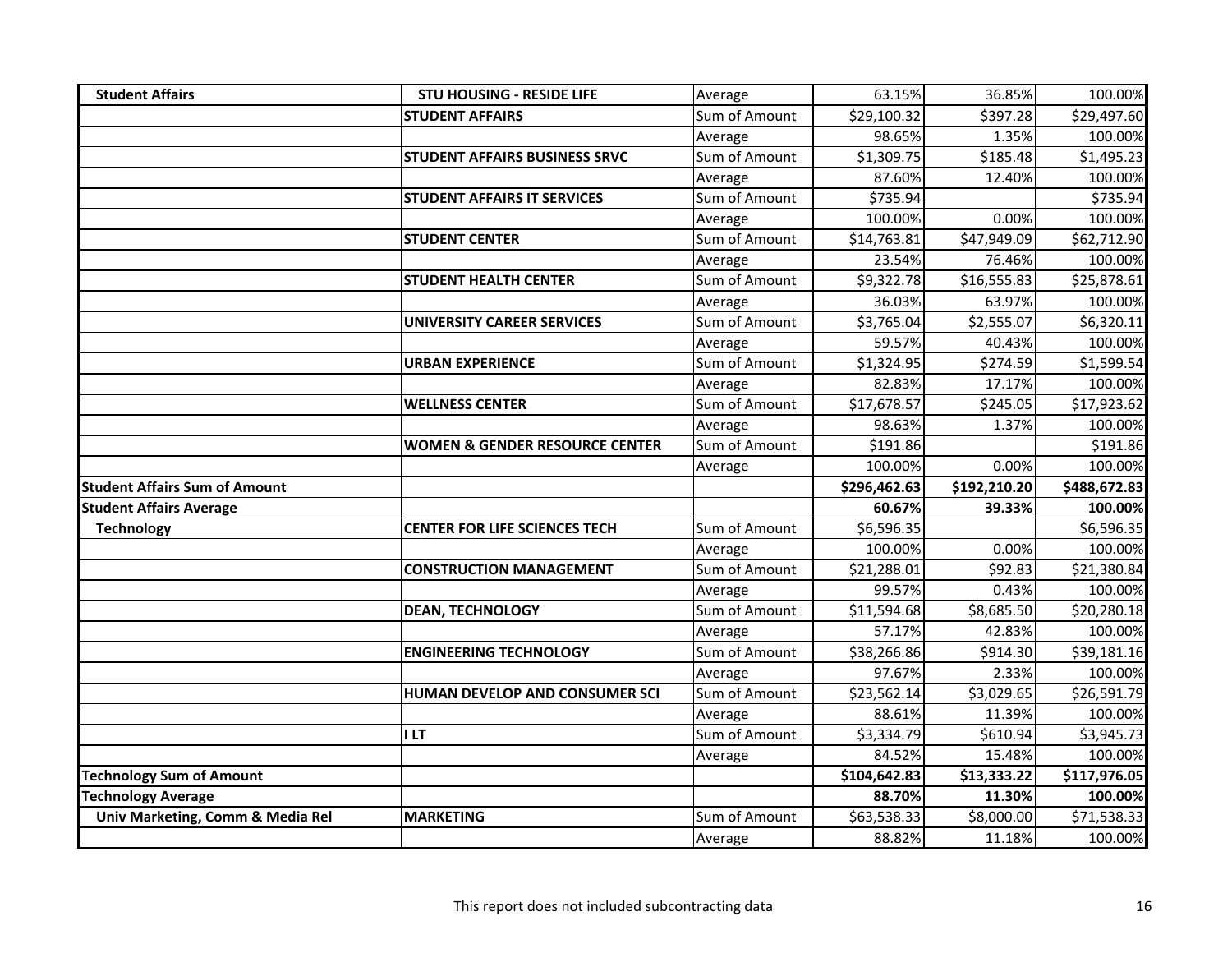| | | | | | |
|---|---|---|---|---|---|
| **Student Affairs** | **STU HOUSING - RESIDE LIFE** | Average | 63.15% | 36.85% | 100.00% |
| | **STUDENT AFFAIRS** | Sum of Amount | $29,100.32 | $397.28 | $29,497.60 |
| | | Average | 98.65% | 1.35% | 100.00% |
| | **STUDENT AFFAIRS BUSINESS SRVC** | Sum of Amount | $1,309.75 | $185.48 | $1,495.23 |
| | | Average | 87.60% | 12.40% | 100.00% |
| | **STUDENT AFFAIRS IT SERVICES** | Sum of Amount | $735.94 | | $735.94 |
| | | Average | 100.00% | 0.00% | 100.00% |
| | **STUDENT CENTER** | Sum of Amount | $14,763.81 | $47,949.09 | $62,712.90 |
| | | Average | 23.54% | 76.46% | 100.00% |
| | **STUDENT HEALTH CENTER** | Sum of Amount | $9,322.78 | $16,555.83 | $25,878.61 |
| | | Average | 36.03% | 63.97% | 100.00% |
| | **UNIVERSITY CAREER SERVICES** | Sum of Amount | $3,765.04 | $2,555.07 | $6,320.11 |
| | | Average | 59.57% | 40.43% | 100.00% |
| | **URBAN EXPERIENCE** | Sum of Amount | $1,324.95 | $274.59 | $1,599.54 |
| | | Average | 82.83% | 17.17% | 100.00% |
| | **WELLNESS CENTER** | Sum of Amount | $17,678.57 | $245.05 | $17,923.62 |
| | | Average | 98.63% | 1.37% | 100.00% |
| | **WOMEN & GENDER RESOURCE CENTER** | Sum of Amount | $191.86 | | $191.86 |
| | | Average | 100.00% | 0.00% | 100.00% |
| **Student Affairs Sum of Amount** | | | **$296,462.63** | **$192,210.20** | **$488,672.83** |
| **Student Affairs Average** | | | **60.67%** | **39.33%** | **100.00%** |
| **Technology** | **CENTER FOR LIFE SCIENCES TECH** | Sum of Amount | $6,596.35 | | $6,596.35 |
| | | Average | 100.00% | 0.00% | 100.00% |
| | **CONSTRUCTION MANAGEMENT** | Sum of Amount | $21,288.01 | $92.83 | $21,380.84 |
| | | Average | 99.57% | 0.43% | 100.00% |
| | **DEAN, TECHNOLOGY** | Sum of Amount | $11,594.68 | $8,685.50 | $20,280.18 |
| | | Average | 57.17% | 42.83% | 100.00% |
| | **ENGINEERING TECHNOLOGY** | Sum of Amount | $38,266.86 | $914.30 | $39,181.16 |
| | | Average | 97.67% | 2.33% | 100.00% |
| | **HUMAN DEVELOP AND CONSUMER SCI** | Sum of Amount | $23,562.14 | $3,029.65 | $26,591.79 |
| | | Average | 88.61% | 11.39% | 100.00% |
| | **I LT** | Sum of Amount | $3,334.79 | $610.94 | $3,945.73 |
| | | Average | 84.52% | 15.48% | 100.00% |
| **Technology Sum of Amount** | | | **$104,642.83** | **$13,333.22** | **$117,976.05** |
| **Technology Average** | | | **88.70%** | **11.30%** | **100.00%** |
| **Univ Marketing, Comm & Media Rel** | **MARKETING** | Sum of Amount | $63,538.33 | $8,000.00 | $71,538.33 |
| | | Average | 88.82% | 11.18% | 100.00% |

This report does not included subcontracting data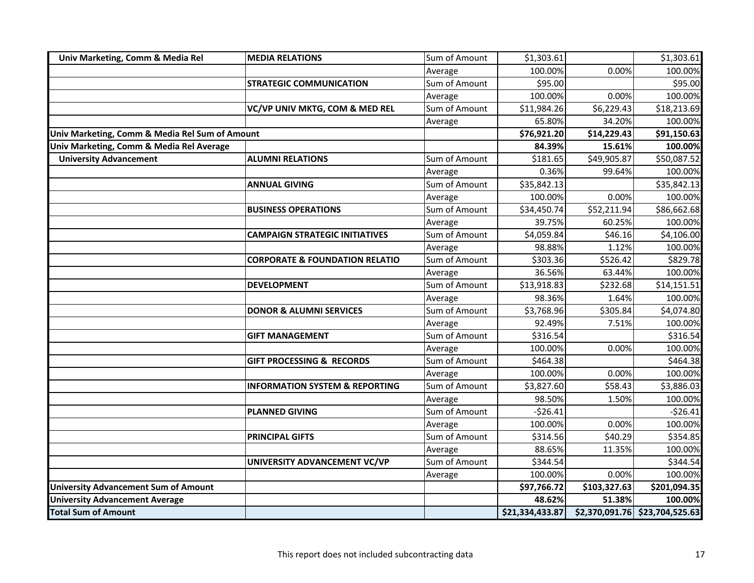| | | | | | |
|---|---|---|---|---|---|
| **Univ Marketing, Comm & Media Rel** | **MEDIA RELATIONS** | Sum of Amount | $1,303.61 | | $1,303.61 |
| | | Average | 100.00% | 0.00% | 100.00% |
| | **STRATEGIC COMMUNICATION** | Sum of Amount | $95.00 | | $95.00 |
| | | Average | 100.00% | 0.00% | 100.00% |
| | **VC/VP UNIV MKTG, COM & MED REL** | Sum of Amount | $11,984.26 | $6,229.43 | $18,213.69 |
| | | Average | 65.80% | 34.20% | 100.00% |
| **Univ Marketing, Comm & Media Rel Sum of Amount** | | | **$76,921.20** | **$14,229.43** | **$91,150.63** |
| **Univ Marketing, Comm & Media Rel Average** | | | **84.39%** | **15.61%** | **100.00%** |
| **University Advancement** | **ALUMNI RELATIONS** | Sum of Amount | $181.65 | $49,905.87 | $50,087.52 |
| | | Average | 0.36% | 99.64% | 100.00% |
| | **ANNUAL GIVING** | Sum of Amount | $35,842.13 | | $35,842.13 |
| | | Average | 100.00% | 0.00% | 100.00% |
| | **BUSINESS OPERATIONS** | Sum of Amount | $34,450.74 | $52,211.94 | $86,662.68 |
| | | Average | 39.75% | 60.25% | 100.00% |
| | **CAMPAIGN STRATEGIC INITIATIVES** | Sum of Amount | $4,059.84 | $46.16 | $4,106.00 |
| | | Average | 98.88% | 1.12% | 100.00% |
| | **CORPORATE & FOUNDATION RELATIO** | Sum of Amount | $303.36 | $526.42 | $829.78 |
| | | Average | 36.56% | 63.44% | 100.00% |
| | **DEVELOPMENT** | Sum of Amount | $13,918.83 | $232.68 | $14,151.51 |
| | | Average | 98.36% | 1.64% | 100.00% |
| | **DONOR & ALUMNI SERVICES** | Sum of Amount | $3,768.96 | $305.84 | $4,074.80 |
| | | Average | 92.49% | 7.51% | 100.00% |
| | **GIFT MANAGEMENT** | Sum of Amount | $316.54 | | $316.54 |
| | | Average | 100.00% | 0.00% | 100.00% |
| | **GIFT PROCESSING & RECORDS** | Sum of Amount | $464.38 | | $464.38 |
| | | Average | 100.00% | 0.00% | 100.00% |
| | **INFORMATION SYSTEM & REPORTING** | Sum of Amount | $3,827.60 | $58.43 | $3,886.03 |
| | | Average | 98.50% | 1.50% | 100.00% |
| | **PLANNED GIVING** | Sum of Amount | -$26.41 | | -$26.41 |
| | | Average | 100.00% | 0.00% | 100.00% |
| | **PRINCIPAL GIFTS** | Sum of Amount | $314.56 | $40.29 | $354.85 |
| | | Average | 88.65% | 11.35% | 100.00% |
| | **UNIVERSITY ADVANCEMENT VC/VP** | Sum of Amount | $344.54 | | $344.54 |
| | | Average | 100.00% | 0.00% | 100.00% |
| **University Advancement Sum of Amount** | | | **$97,766.72** | **$103,327.63** | **$201,094.35** |
| **University Advancement Average** | | | **48.62%** | **51.38%** | **100.00%** |
| **Total Sum of Amount** | | | **$21,334,433.87** | **$2,370,091.76** | **$23,704,525.63** |

This report does not included subcontracting data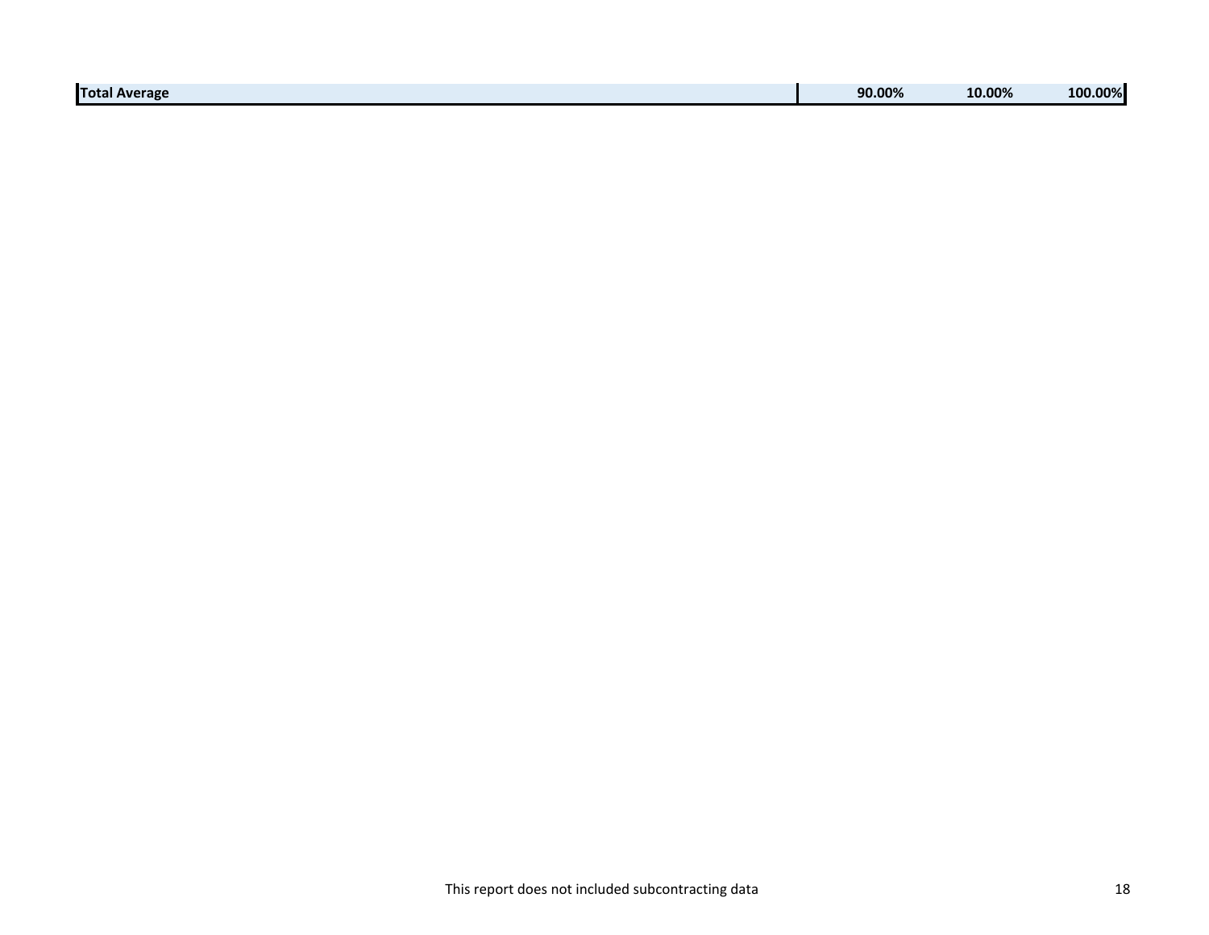| | | | |
|---|---|---|---|
| **Total Average** | **90.00%** | **10.00%** | **100.00%** |

This report does not included subcontracting data